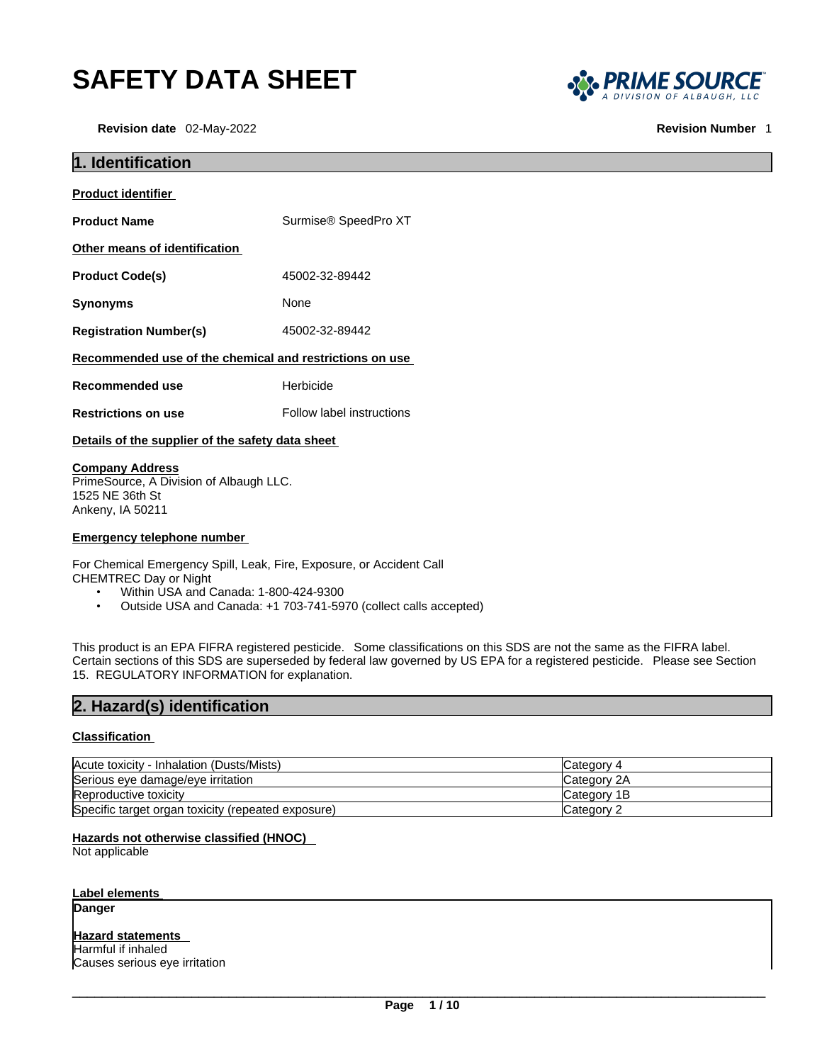# SAFETY DATA SHEET

**Revision date** 02-May-2022 **Revision Number** 1

## 1. Identification

**Product identifier**

**Product Name** Surmise® SpeedPro XT

**Other means of identification**

**Product Code(s)** 45002-32-89442

**Synonyms** None

**Registration Number(s)** 45002-32-89442

**Recommended use of the chemical and restrictions on use**

**Recommended use** Herbicide

**Restrictions on use** Follow label instructions

**Details of the supplier of the safety data sheet**

**Company Address**
PrimeSource, A Division of Albaugh LLC.
1525 NE 36th St
Ankeny, IA 50211

**Emergency telephone number**

For Chemical Emergency Spill, Leak, Fire, Exposure, or Accident Call
CHEMTREC Day or Night

- Within USA and Canada: 1-800-424-9300
- Outside USA and Canada: +1 703-741-5970 (collect calls accepted)

This product is an EPA FIFRA registered pesticide. Some classifications on this SDS are not the same as the FIFRA label. Certain sections of this SDS are superseded by federal law governed by US EPA for a registered pesticide. Please see Section 15. REGULATORY INFORMATION for explanation.

## 2. Hazard(s) identification

**Classification**

| | |
|---|---|
| Acute toxicity - Inhalation (Dusts/Mists) | Category 4 |
| Serious eye damage/eye irritation | Category 2A |
| Reproductive toxicity | Category 1B |
| Specific target organ toxicity (repeated exposure) | Category 2 |

**Hazards not otherwise classified (HNOC)**
Not applicable

**Label elements**

**Danger**

**Hazard statements**
Harmful if inhaled
Causes serious eye irritation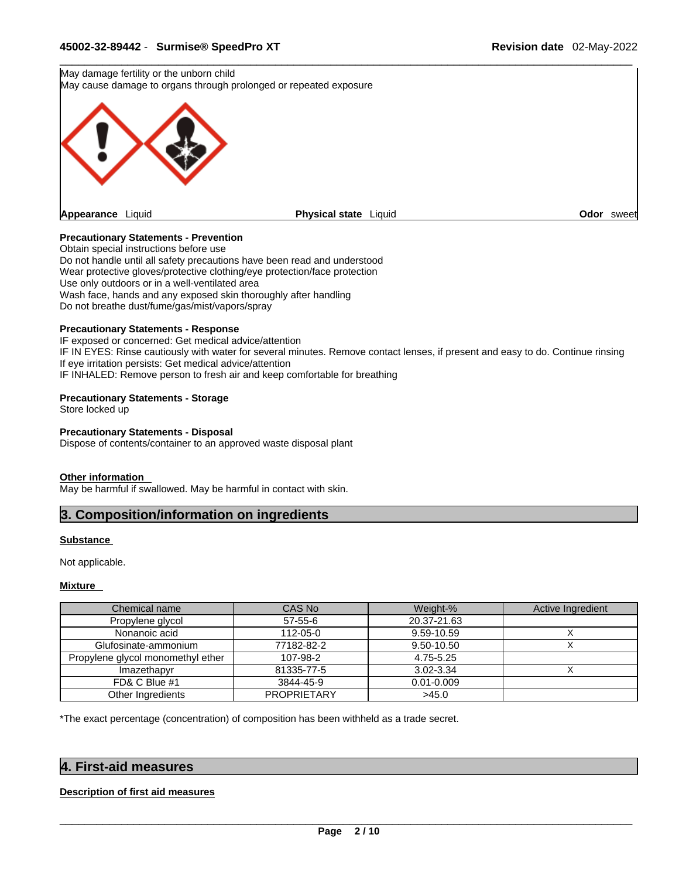May damage fertility or the unborn child
May cause damage to organs through prolonged or repeated exposure

**Appearance** Liquid **Physical state** Liquid **Odor** sweet

**Precautionary Statements - Prevention**
Obtain special instructions before use
Do not handle until all safety precautions have been read and understood
Wear protective gloves/protective clothing/eye protection/face protection
Use only outdoors or in a well-ventilated area
Wash face, hands and any exposed skin thoroughly after handling
Do not breathe dust/fume/gas/mist/vapors/spray

**Precautionary Statements - Response**
IF exposed or concerned: Get medical advice/attention
IF IN EYES: Rinse cautiously with water for several minutes. Remove contact lenses, if present and easy to do. Continue rinsing
If eye irritation persists: Get medical advice/attention
IF INHALED: Remove person to fresh air and keep comfortable for breathing

**Precautionary Statements - Storage**
Store locked up

**Precautionary Statements - Disposal**
Dispose of contents/container to an approved waste disposal plant

**Other information**
May be harmful if swallowed. May be harmful in contact with skin.

## 3. Composition/information on ingredients

**Substance**

Not applicable.

**Mixture**

| Chemical name | CAS No | Weight-% | Active Ingredient |
|---|---|---|---|
| Propylene glycol | 57-55-6 | 20.37-21.63 | |
| Nonanoic acid | 112-05-0 | 9.59-10.59 | X |
| Glufosinate-ammonium | 77182-82-2 | 9.50-10.50 | X |
| Propylene glycol monomethyl ether | 107-98-2 | 4.75-5.25 | |
| Imazethapyr | 81335-77-5 | 3.02-3.34 | X |
| FD& C Blue #1 | 3844-45-9 | 0.01-0.009 | |
| Other Ingredients | PROPRIETARY | >45.0 | |

*The exact percentage (concentration) of composition has been withheld as a trade secret.

## 4. First-aid measures

**Description of first aid measures**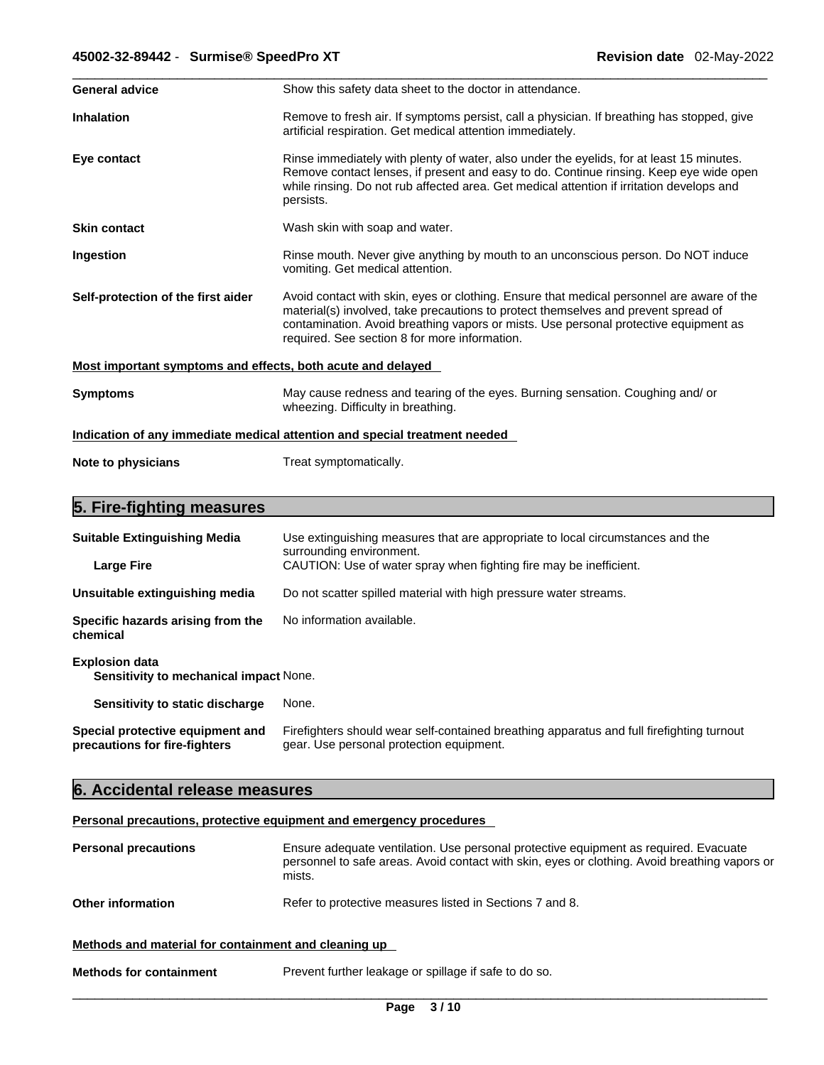**General advice** Show this safety data sheet to the doctor in attendance.

**Inhalation** Remove to fresh air. If symptoms persist, call a physician. If breathing has stopped, give artificial respiration. Get medical attention immediately.

**Eye contact** Rinse immediately with plenty of water, also under the eyelids, for at least 15 minutes. Remove contact lenses, if present and easy to do. Continue rinsing. Keep eye wide open while rinsing. Do not rub affected area. Get medical attention if irritation develops and persists.

**Skin contact** Wash skin with soap and water.

**Ingestion** Rinse mouth. Never give anything by mouth to an unconscious person. Do NOT induce vomiting. Get medical attention.

**Self-protection of the first aider** Avoid contact with skin, eyes or clothing. Ensure that medical personnel are aware of the material(s) involved, take precautions to protect themselves and prevent spread of contamination. Avoid breathing vapors or mists. Use personal protective equipment as required. See section 8 for more information.

**Most important symptoms and effects, both acute and delayed**

**Symptoms** May cause redness and tearing of the eyes. Burning sensation. Coughing and/ or wheezing. Difficulty in breathing.

**Indication of any immediate medical attention and special treatment needed**

**Note to physicians** Treat symptomatically.

## 5. Fire-fighting measures

**Suitable Extinguishing Media** Use extinguishing measures that are appropriate to local circumstances and the surrounding environment.

**Large Fire** CAUTION: Use of water spray when fighting fire may be inefficient.

**Unsuitable extinguishing media** Do not scatter spilled material with high pressure water streams.

**Specific hazards arising from the chemical** No information available.

**Explosion data**

**Sensitivity to mechanical impact** None.

**Sensitivity to static discharge** None.

**Special protective equipment and precautions for fire-fighters** Firefighters should wear self-contained breathing apparatus and full firefighting turnout gear. Use personal protection equipment.

## 6. Accidental release measures

**Personal precautions, protective equipment and emergency procedures**

**Personal precautions** Ensure adequate ventilation. Use personal protective equipment as required. Evacuate personnel to safe areas. Avoid contact with skin, eyes or clothing. Avoid breathing vapors or mists.

**Other information** Refer to protective measures listed in Sections 7 and 8.

**Methods and material for containment and cleaning up**

**Methods for containment** Prevent further leakage or spillage if safe to do so.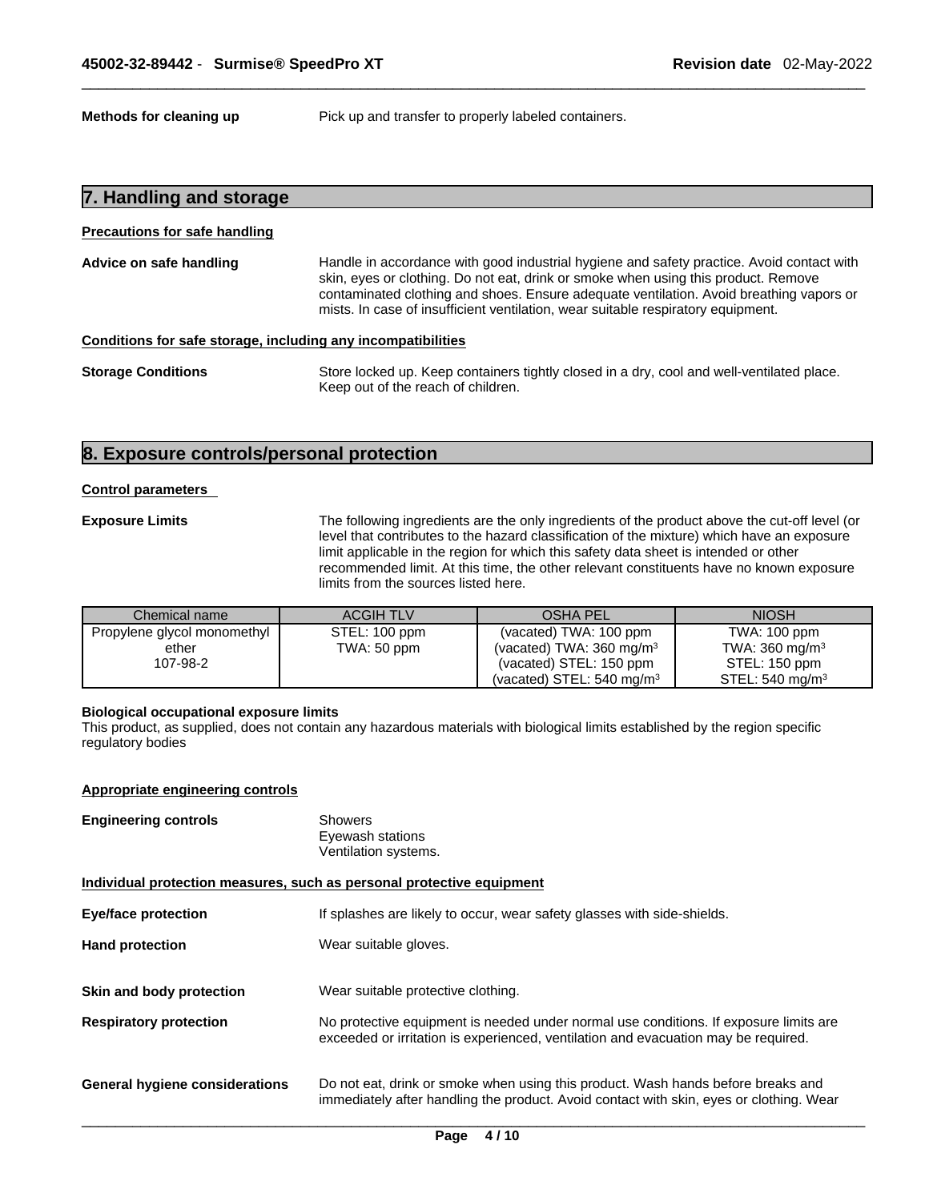**Methods for cleaning up** Pick up and transfer to properly labeled containers.

## 7. Handling and storage

**Precautions for safe handling**

**Advice on safe handling** Handle in accordance with good industrial hygiene and safety practice. Avoid contact with skin, eyes or clothing. Do not eat, drink or smoke when using this product. Remove contaminated clothing and shoes. Ensure adequate ventilation. Avoid breathing vapors or mists. In case of insufficient ventilation, wear suitable respiratory equipment.

**Conditions for safe storage, including any incompatibilities**

**Storage Conditions** Store locked up. Keep containers tightly closed in a dry, cool and well-ventilated place. Keep out of the reach of children.

## 8. Exposure controls/personal protection

**Control parameters**

**Exposure Limits** The following ingredients are the only ingredients of the product above the cut-off level (or level that contributes to the hazard classification of the mixture) which have an exposure limit applicable in the region for which this safety data sheet is intended or other recommended limit. At this time, the other relevant constituents have no known exposure limits from the sources listed here.

| Chemical name | ACGIH TLV | OSHA PEL | NIOSH |
|---|---|---|---|
| Propylene glycol monomethyl ether<br>107-98-2 | STEL: 100 ppm<br>TWA: 50 ppm | (vacated) TWA: 100 ppm<br>(vacated) TWA: 360 mg/m$^3$<br>(vacated) STEL: 150 ppm<br>(vacated) STEL: 540 mg/m$^3$ | TWA: 100 ppm<br>TWA: 360 mg/m$^3$<br>STEL: 150 ppm<br>STEL: 540 mg/m$^3$ |

**Biological occupational exposure limits**
This product, as supplied, does not contain any hazardous materials with biological limits established by the region specific regulatory bodies

**Appropriate engineering controls**

**Engineering controls** Showers
Eyewash stations
Ventilation systems.

**Individual protection measures, such as personal protective equipment**

**Eye/face protection** If splashes are likely to occur, wear safety glasses with side-shields.

**Hand protection** Wear suitable gloves.

**Skin and body protection** Wear suitable protective clothing.

**Respiratory protection** No protective equipment is needed under normal use conditions. If exposure limits are exceeded or irritation is experienced, ventilation and evacuation may be required.

**General hygiene considerations** Do not eat, drink or smoke when using this product. Wash hands before breaks and immediately after handling the product. Avoid contact with skin, eyes or clothing. Wear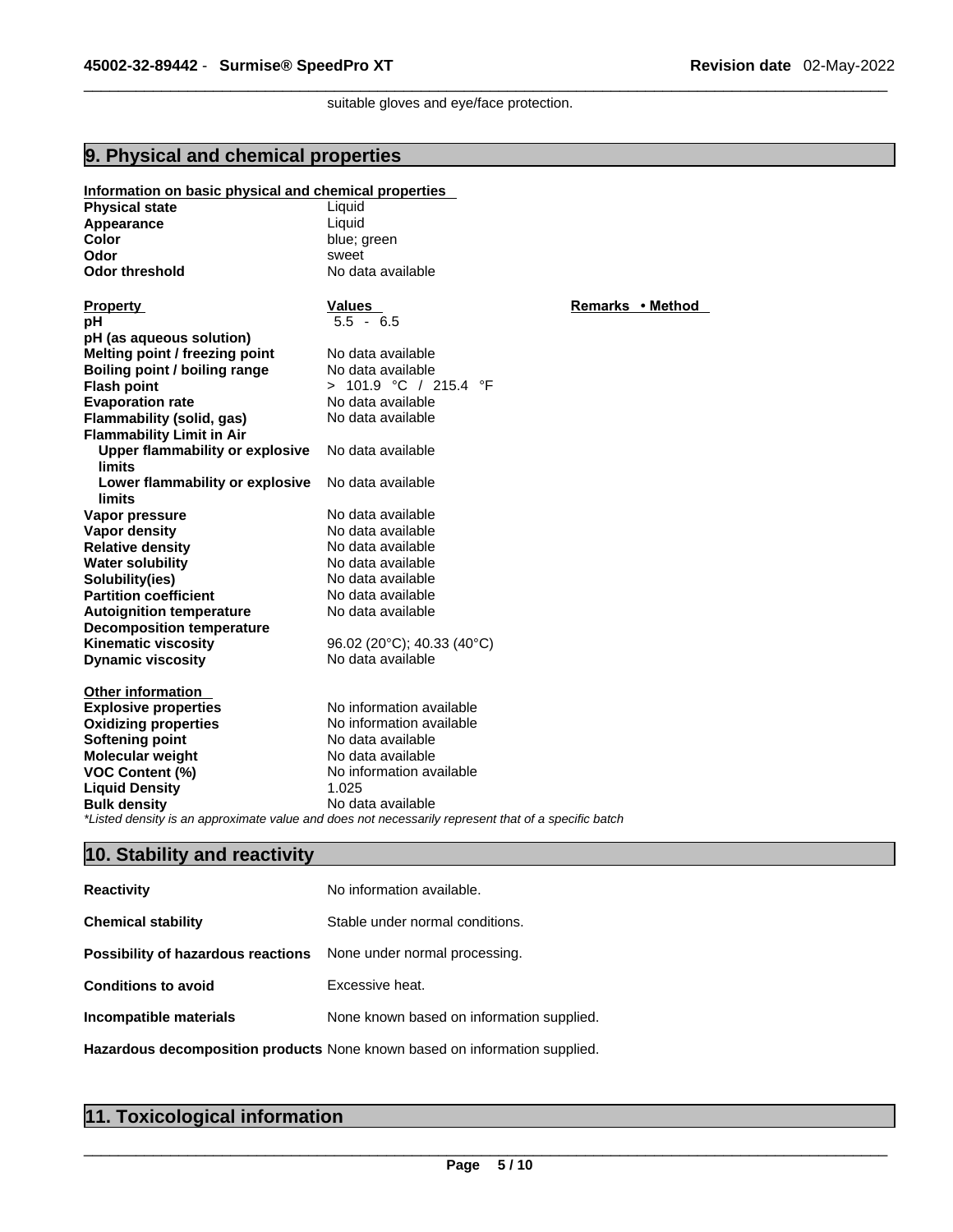suitable gloves and eye/face protection.

## 9. Physical and chemical properties

**Information on basic physical and chemical properties**

| | |
|---|---|
| **Physical state** | Liquid |
| **Appearance** | Liquid |
| **Color** | blue; green |
| **Odor** | sweet |
| **Odor threshold** | No data available |

| Property | Values | Remarks • Method |
|---|---|---|
| **pH** | 5.5 - 6.5 | |
| **pH (as aqueous solution)** | | |
| **Melting point / freezing point** | No data available | |
| **Boiling point / boiling range** | No data available | |
| **Flash point** | > 101.9 °C / 215.4 °F | |
| **Evaporation rate** | No data available | |
| **Flammability (solid, gas)** | No data available | |
| **Flammability Limit in Air** | | |
| **Upper flammability or explosive limits** | No data available | |
| **Lower flammability or explosive limits** | No data available | |
| **Vapor pressure** | No data available | |
| **Vapor density** | No data available | |
| **Relative density** | No data available | |
| **Water solubility** | No data available | |
| **Solubility(ies)** | No data available | |
| **Partition coefficient** | No data available | |
| **Autoignition temperature** | No data available | |
| **Decomposition temperature** | | |
| **Kinematic viscosity** | 96.02 (20°C); 40.33 (40°C) | |
| **Dynamic viscosity** | No data available | |

**Other information**

| | |
|---|---|
| **Explosive properties** | No information available |
| **Oxidizing properties** | No information available |
| **Softening point** | No data available |
| **Molecular weight** | No data available |
| **VOC Content (%)** | No information available |
| **Liquid Density** | 1.025 |
| **Bulk density** | No data available |

*\*Listed density is an approximate value and does not necessarily represent that of a specific batch*

## 10. Stability and reactivity

| | |
|---|---|
| **Reactivity** | No information available. |
| **Chemical stability** | Stable under normal conditions. |
| **Possibility of hazardous reactions** | None under normal processing. |
| **Conditions to avoid** | Excessive heat. |
| **Incompatible materials** | None known based on information supplied. |
| **Hazardous decomposition products** | None known based on information supplied. |

## 11. Toxicological information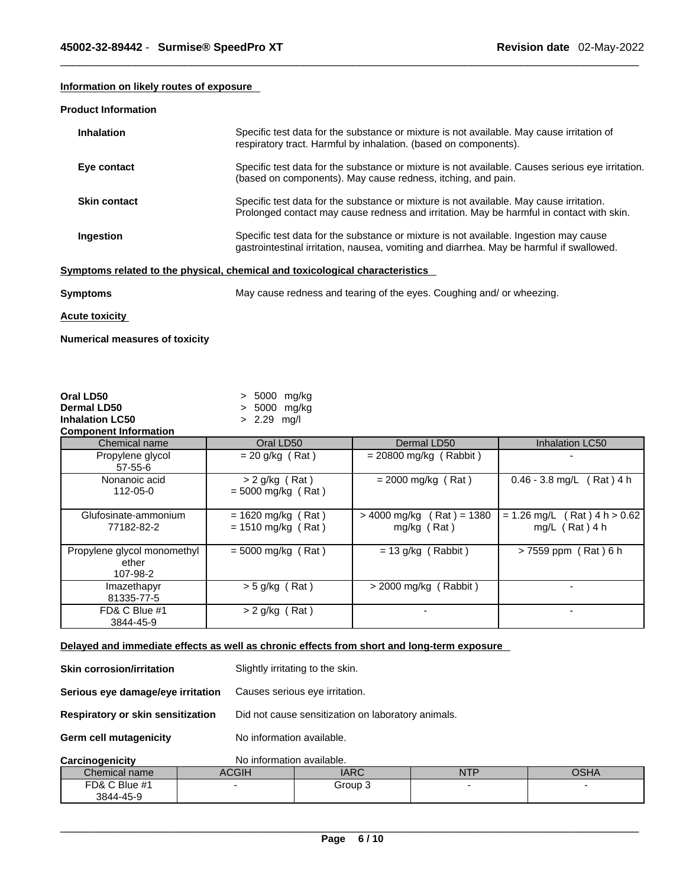### Information on likely routes of exposure

**Product Information**

| | |
|---|---|
| **Inhalation** | Specific test data for the substance or mixture is not available. May cause irritation of respiratory tract. Harmful by inhalation. (based on components). |
| **Eye contact** | Specific test data for the substance or mixture is not available. Causes serious eye irritation. (based on components). May cause redness, itching, and pain. |
| **Skin contact** | Specific test data for the substance or mixture is not available. May cause irritation. Prolonged contact may cause redness and irritation. May be harmful in contact with skin. |
| **Ingestion** | Specific test data for the substance or mixture is not available. Ingestion may cause gastrointestinal irritation, nausea, vomiting and diarrhea. May be harmful if swallowed. |

### Symptoms related to the physical, chemical and toxicological characteristics

**Symptoms** May cause redness and tearing of the eyes. Coughing and/ or wheezing.

### Acute toxicity

**Numerical measures of toxicity**

**Oral LD50** > 5000 mg/kg
**Dermal LD50** > 5000 mg/kg
**Inhalation LC50** > 2.29 mg/l

**Component Information**

| Chemical name | Oral LD50 | Dermal LD50 | Inhalation LC50 |
|---|---|---|---|
| Propylene glycol 57-55-6 | = 20 g/kg ( Rat ) | = 20800 mg/kg ( Rabbit ) | - |
| Nonanoic acid 112-05-0 | > 2 g/kg ( Rat ) = 5000 mg/kg ( Rat ) | = 2000 mg/kg ( Rat ) | 0.46 - 3.8 mg/L ( Rat ) 4 h |
| Glufosinate-ammonium 77182-82-2 | = 1620 mg/kg ( Rat ) = 1510 mg/kg ( Rat ) | > 4000 mg/kg ( Rat ) = 1380 mg/kg ( Rat ) | = 1.26 mg/L ( Rat ) 4 h > 0.62 mg/L ( Rat ) 4 h |
| Propylene glycol monomethyl ether 107-98-2 | = 5000 mg/kg ( Rat ) | = 13 g/kg ( Rabbit ) | > 7559 ppm ( Rat ) 6 h |
| Imazethapyr 81335-77-5 | > 5 g/kg ( Rat ) | > 2000 mg/kg ( Rabbit ) | - |
| FD& C Blue #1 3844-45-9 | > 2 g/kg ( Rat ) | - | - |

### Delayed and immediate effects as well as chronic effects from short and long-term exposure

**Skin corrosion/irritation** Slightly irritating to the skin.

**Serious eye damage/eye irritation** Causes serious eye irritation.

**Respiratory or skin sensitization** Did not cause sensitization on laboratory animals.

**Germ cell mutagenicity** No information available.

**Carcinogenicity** No information available.

| Chemical name | ACGIH | IARC | NTP | OSHA |
|---|---|---|---|---|
| FD& C Blue #1 3844-45-9 | - | Group 3 | - | - |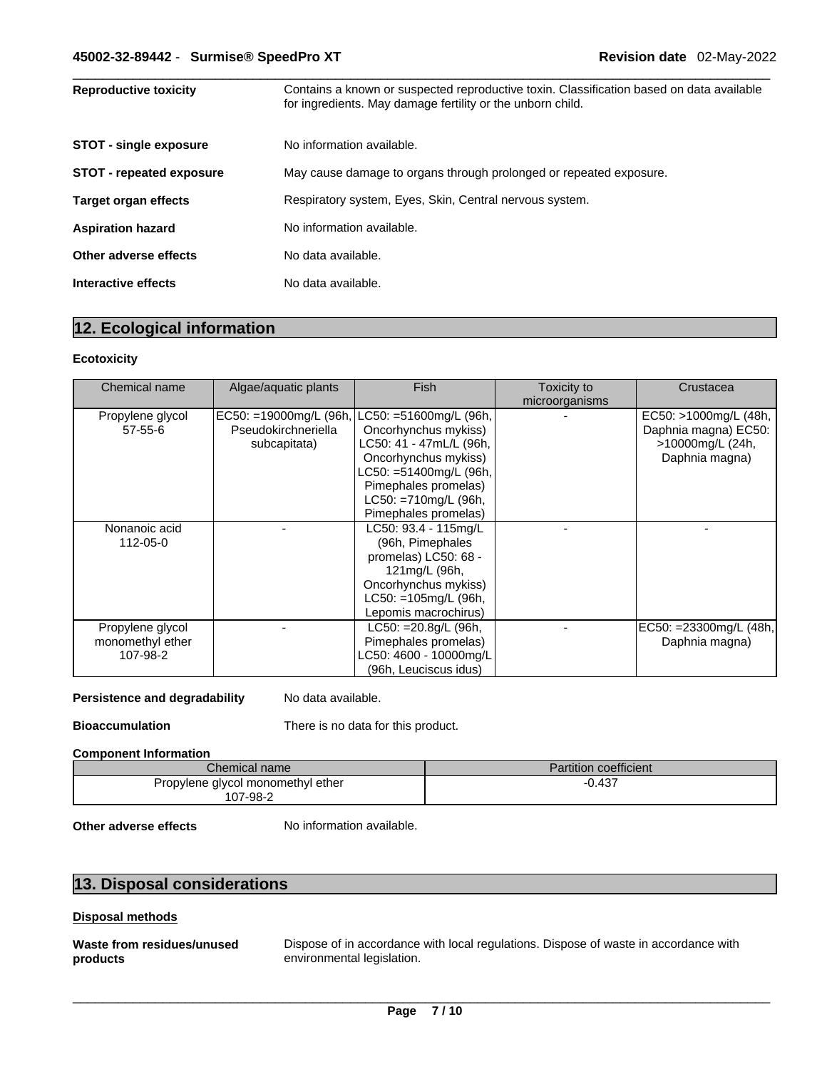**Reproductive toxicity** Contains a known or suspected reproductive toxin. Classification based on data available for ingredients. May damage fertility or the unborn child.

**STOT - single exposure** No information available.

**STOT - repeated exposure** May cause damage to organs through prolonged or repeated exposure.

**Target organ effects** Respiratory system, Eyes, Skin, Central nervous system.

**Aspiration hazard** No information available.

**Other adverse effects** No data available.

**Interactive effects** No data available.

## 12. Ecological information

**Ecotoxicity**

| Chemical name | Algae/aquatic plants | Fish | Toxicity to microorganisms | Crustacea |
|---|---|---|---|---|
| Propylene glycol 57-55-6 | EC50: =19000mg/L (96h, Pseudokirchneriella subcapitata) | LC50: =51600mg/L (96h, Oncorhynchus mykiss) LC50: 41 - 47mL/L (96h, Oncorhynchus mykiss) LC50: =51400mg/L (96h, Pimephales promelas) LC50: =710mg/L (96h, Pimephales promelas) | - | EC50: >1000mg/L (48h, Daphnia magna) EC50: >10000mg/L (24h, Daphnia magna) |
| Nonanoic acid 112-05-0 | - | LC50: 93.4 - 115mg/L (96h, Pimephales promelas) LC50: 68 - 121mg/L (96h, Oncorhynchus mykiss) LC50: =105mg/L (96h, Lepomis macrochirus) | - | - |
| Propylene glycol monomethyl ether 107-98-2 | - | LC50: =20.8g/L (96h, Pimephales promelas) LC50: 4600 - 10000mg/L (96h, Leuciscus idus) | - | EC50: =23300mg/L (48h, Daphnia magna) |

**Persistence and degradability** No data available.

**Bioaccumulation** There is no data for this product.

**Component Information**

| Chemical name | Partition coefficient |
|---|---|
| Propylene glycol monomethyl ether 107-98-2 | -0.437 |

**Other adverse effects** No information available.

## 13. Disposal considerations

**Disposal methods**

**Waste from residues/unused products** Dispose of in accordance with local regulations. Dispose of waste in accordance with environmental legislation.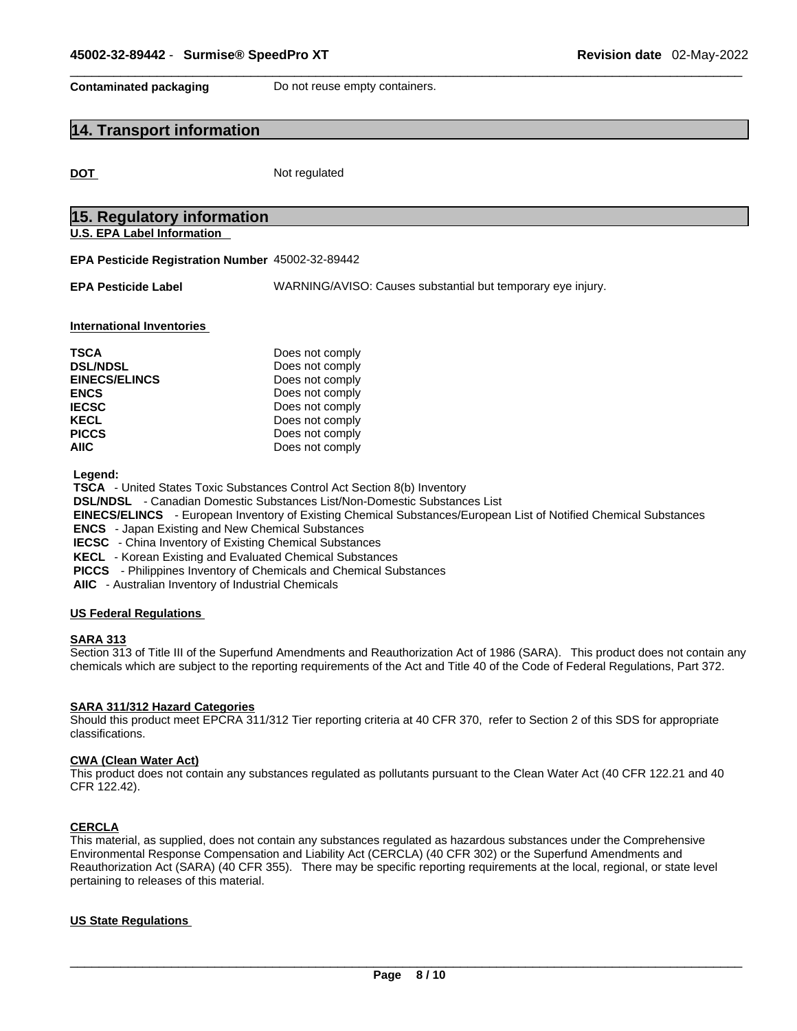| | |
|---|---|
| **Contaminated packaging** | Do not reuse empty containers. |

## 14. Transport information

| | |
|---|---|
| **DOT** | Not regulated |

## 15. Regulatory information

**U.S. EPA Label Information**

| | |
|---|---|
| **EPA Pesticide Registration Number** | 45002-32-89442 |
| **EPA Pesticide Label** | WARNING/AVISO: Causes substantial but temporary eye injury. |

**International Inventories**

| | |
|---|---|
| **TSCA** | Does not comply |
| **DSL/NDSL** | Does not comply |
| **EINECS/ELINCS** | Does not comply |
| **ENCS** | Does not comply |
| **IECSC** | Does not comply |
| **KECL** | Does not comply |
| **PICCS** | Does not comply |
| **AIIC** | Does not comply |

**Legend:**

**TSCA** - United States Toxic Substances Control Act Section 8(b) Inventory
**DSL/NDSL** - Canadian Domestic Substances List/Non-Domestic Substances List
**EINECS/ELINCS** - European Inventory of Existing Chemical Substances/European List of Notified Chemical Substances
**ENCS** - Japan Existing and New Chemical Substances
**IECSC** - China Inventory of Existing Chemical Substances
**KECL** - Korean Existing and Evaluated Chemical Substances
**PICCS** - Philippines Inventory of Chemicals and Chemical Substances
**AIIC** - Australian Inventory of Industrial Chemicals

**US Federal Regulations**

**SARA 313**

Section 313 of Title III of the Superfund Amendments and Reauthorization Act of 1986 (SARA). This product does not contain any chemicals which are subject to the reporting requirements of the Act and Title 40 of the Code of Federal Regulations, Part 372.

**SARA 311/312 Hazard Categories**

Should this product meet EPCRA 311/312 Tier reporting criteria at 40 CFR 370, refer to Section 2 of this SDS for appropriate classifications.

**CWA (Clean Water Act)**

This product does not contain any substances regulated as pollutants pursuant to the Clean Water Act (40 CFR 122.21 and 40 CFR 122.42).

**CERCLA**

This material, as supplied, does not contain any substances regulated as hazardous substances under the Comprehensive Environmental Response Compensation and Liability Act (CERCLA) (40 CFR 302) or the Superfund Amendments and Reauthorization Act (SARA) (40 CFR 355). There may be specific reporting requirements at the local, regional, or state level pertaining to releases of this material.

**US State Regulations**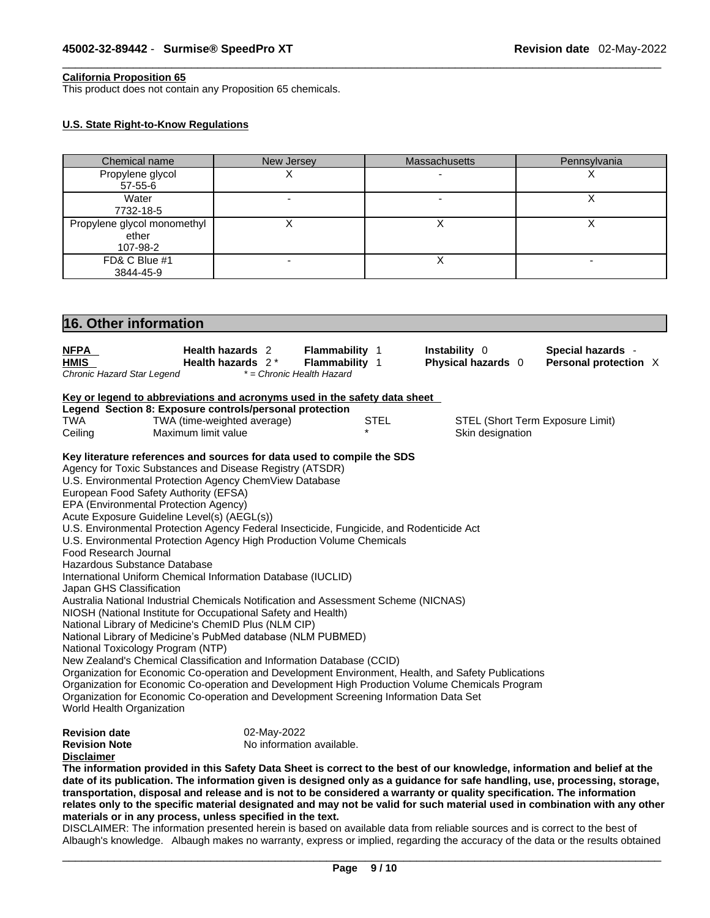**California Proposition 65**

This product does not contain any Proposition 65 chemicals.

**U.S. State Right-to-Know Regulations**

| Chemical name | New Jersey | Massachusetts | Pennsylvania |
|---|---|---|---|
| Propylene glycol 57-55-6 | X | - | X |
| Water 7732-18-5 | - | - | X |
| Propylene glycol monomethyl ether 107-98-2 | X | X | X |
| FD& C Blue #1 3844-45-9 | - | X | - |

## 16. Other information

| | | | | |
|---|---|---|---|---|
| **NFPA** | **Health hazards** 2 | **Flammability** 1 | **Instability** 0 | **Special hazards** - |
| **HMIS** | **Health hazards** 2 * | **Flammability** 1 | **Physical hazards** 0 | **Personal protection** X |

*Chronic Hazard Star Legend* &nbsp;&nbsp; ** = Chronic Health Hazard*

**Key or legend to abbreviations and acronyms used in the safety data sheet**

**Legend Section 8: Exposure controls/personal protection**

| | | | |
|---|---|---|---|
| TWA | TWA (time-weighted average) | STEL | STEL (Short Term Exposure Limit) |
| Ceiling | Maximum limit value | * | Skin designation |

**Key literature references and sources for data used to compile the SDS**

Agency for Toxic Substances and Disease Registry (ATSDR)
U.S. Environmental Protection Agency ChemView Database
European Food Safety Authority (EFSA)
EPA (Environmental Protection Agency)
Acute Exposure Guideline Level(s) (AEGL(s))
U.S. Environmental Protection Agency Federal Insecticide, Fungicide, and Rodenticide Act
U.S. Environmental Protection Agency High Production Volume Chemicals
Food Research Journal
Hazardous Substance Database
International Uniform Chemical Information Database (IUCLID)
Japan GHS Classification
Australia National Industrial Chemicals Notification and Assessment Scheme (NICNAS)
NIOSH (National Institute for Occupational Safety and Health)
National Library of Medicine's ChemID Plus (NLM CIP)
National Library of Medicine's PubMed database (NLM PUBMED)
National Toxicology Program (NTP)
New Zealand's Chemical Classification and Information Database (CCID)
Organization for Economic Co-operation and Development Environment, Health, and Safety Publications
Organization for Economic Co-operation and Development High Production Volume Chemicals Program
Organization for Economic Co-operation and Development Screening Information Data Set
World Health Organization

**Revision date** 02-May-2022
**Revision Note** No information available.

**Disclaimer**

**The information provided in this Safety Data Sheet is correct to the best of our knowledge, information and belief at the date of its publication. The information given is designed only as a guidance for safe handling, use, processing, storage, transportation, disposal and release and is not to be considered a warranty or quality specification. The information relates only to the specific material designated and may not be valid for such material used in combination with any other materials or in any process, unless specified in the text.**

DISCLAIMER: The information presented herein is based on available data from reliable sources and is correct to the best of Albaugh's knowledge. Albaugh makes no warranty, express or implied, regarding the accuracy of the data or the results obtained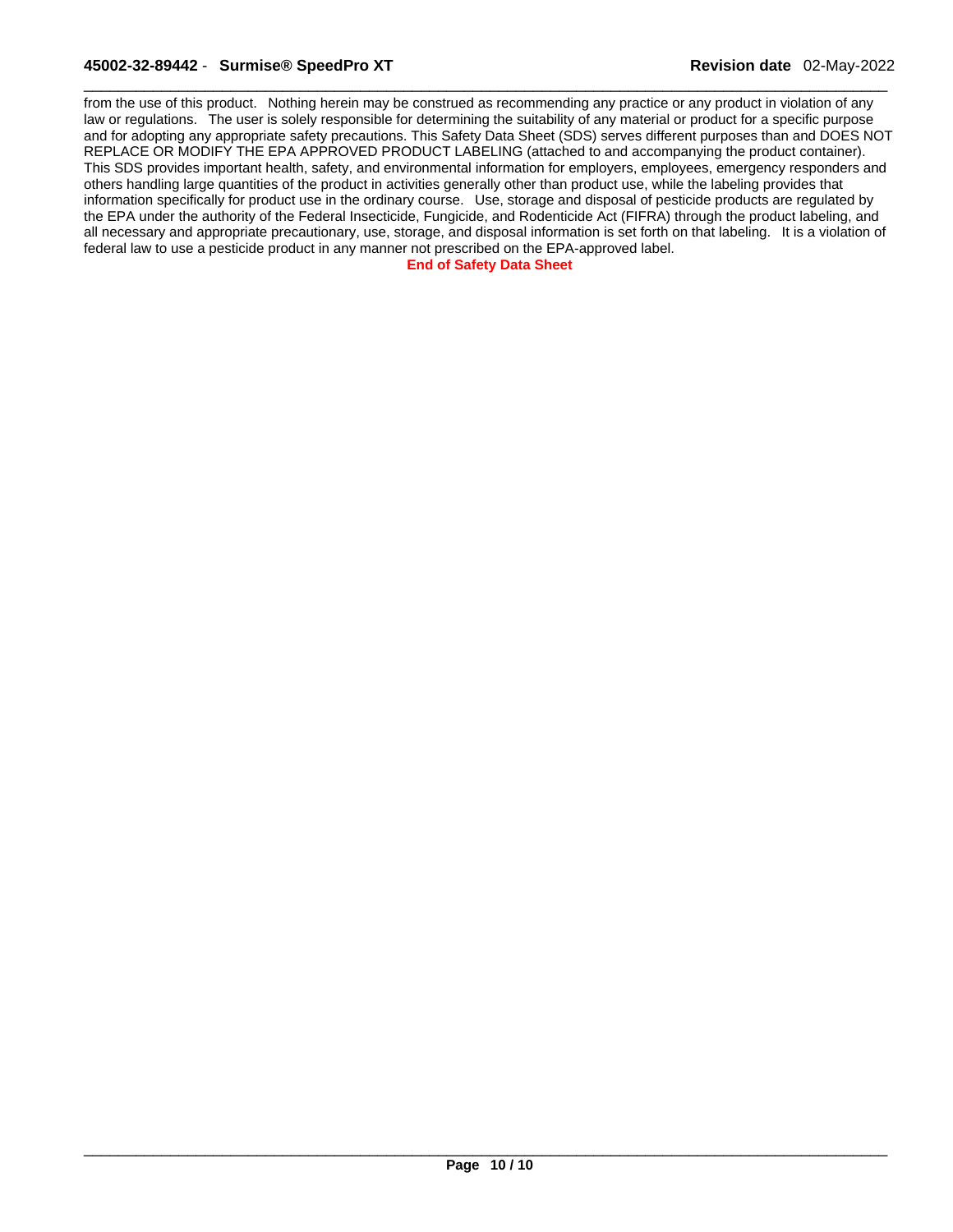from the use of this product. Nothing herein may be construed as recommending any practice or any product in violation of any law or regulations. The user is solely responsible for determining the suitability of any material or product for a specific purpose and for adopting any appropriate safety precautions. This Safety Data Sheet (SDS) serves different purposes than and DOES NOT REPLACE OR MODIFY THE EPA APPROVED PRODUCT LABELING (attached to and accompanying the product container). This SDS provides important health, safety, and environmental information for employers, employees, emergency responders and others handling large quantities of the product in activities generally other than product use, while the labeling provides that information specifically for product use in the ordinary course. Use, storage and disposal of pesticide products are regulated by the EPA under the authority of the Federal Insecticide, Fungicide, and Rodenticide Act (FIFRA) through the product labeling, and all necessary and appropriate precautionary, use, storage, and disposal information is set forth on that labeling. It is a violation of federal law to use a pesticide product in any manner not prescribed on the EPA-approved label.

**End of Safety Data Sheet**